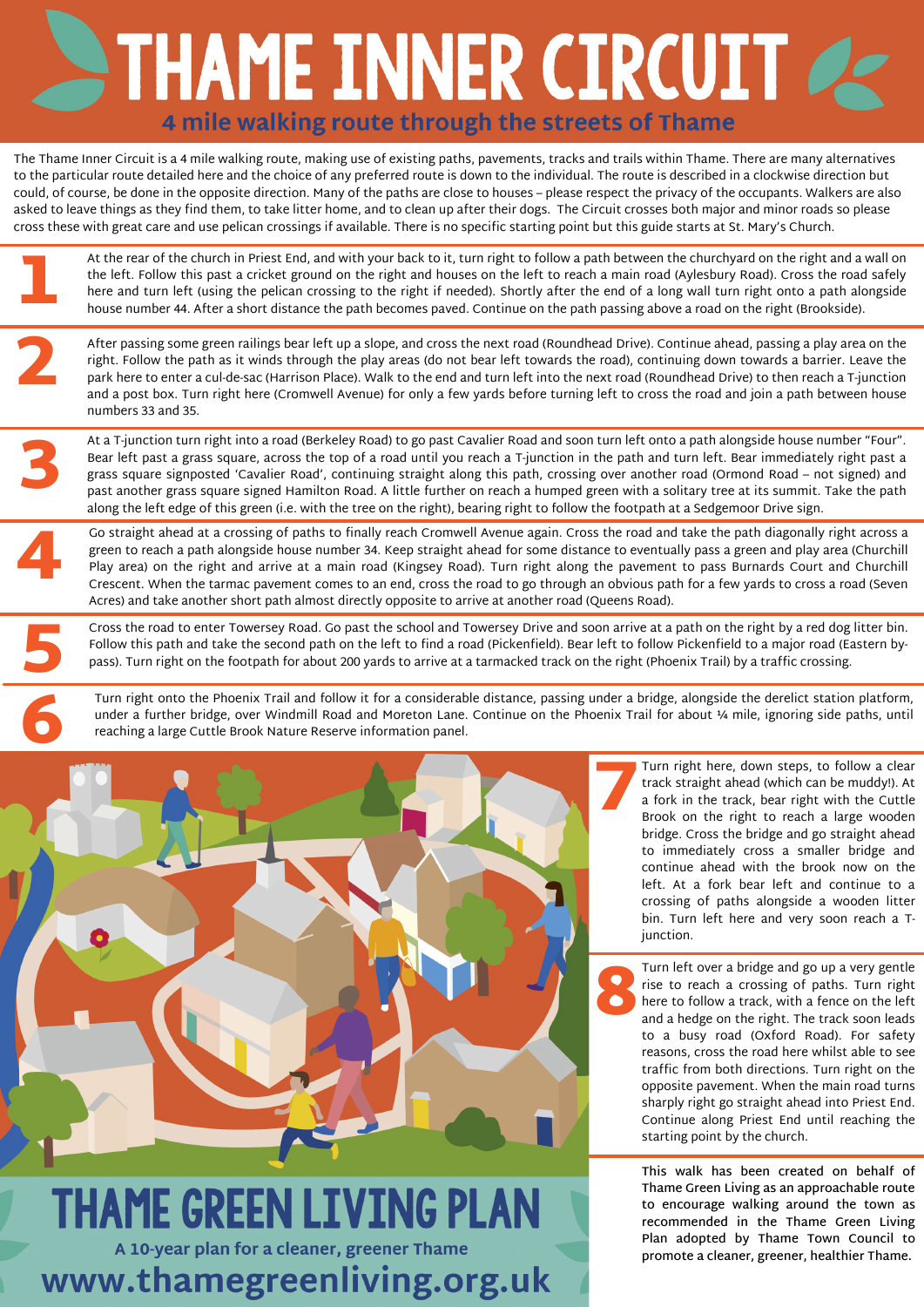# THAME INNER CIRCUIT

## 4 mile walking route through the streets of Thame

The Thame Inner Circuit is a 4 mile walking route, making use of existing paths, pavements, tracks and trails within Thame. There are many alternatives to the particular route detailed here and the choice of any preferred route is down to the individual. The route is described in a clockwise direction but could, of course, be done in the opposite direction. Many of the paths are close to houses – please respect the privacy of the occupants. Walkers are also asked to leave things as they find them, to take litter home, and to clean up after their dogs. The Circuit crosses both major and minor roads so please cross these with great care and use pelican crossings if available. There is no specific starting point but this guide starts at St. Mary's Church.

**1** At the rear of the church in Priest End, and with your back to it, turn right to follow a path between the churchyard on the right and a wall on the left. Follow this past a cricket ground on the right and houses on the left to reach a main road (Aylesbury Road). Cross the road safely here and turn left (using the pelican crossing to the right if needed). Shortly after the end of a long wall turn right onto a path alongside house number 44. After a short distance the path becomes paved. Continue on the path passing above a road on the right (Brookside).

**2** After passing some green railings bear left up a slope, and cross the next road (Roundhead Drive). Continue ahead, passing a play area on the right. Follow the path as it winds through the play areas (do not bear left towards the road), continuing down towards a barrier. Leave the park here to enter a cul-de-sac (Harrison Place). Walk to the end and turn left into the next road (Roundhead Drive) to then reach a T-junction and a post box. Turn right here (Cromwell Avenue) for only a few yards before turning left to cross the road and join a path between house numbers 33 and 35.

**3** At a T-junction turn right into a road (Berkeley Road) to go past Cavalier Road and soon turn left onto a path alongside house number "Four". Bear left past a grass square, across the top of a road until you reach a T-junction in the path and turn left. Bear immediately right past a grass square signposted 'Cavalier Road', continuing straight along this path, crossing over another road (Ormond Road – not signed) and past another grass square signed Hamilton Road. A little further on reach a humped green with a solitary tree at its summit. Take the path along the left edge of this green (i.e. with the tree on the right), bearing right to follow the footpath at a Sedgemoor Drive sign.

**4** Go straight ahead at a crossing of paths to finally reach Cromwell Avenue again. Cross the road and take the path diagonally right across a green to reach a path alongside house number 34. Keep straight ahead for some distance to eventually pass a green and play area (Churchill Play area) on the right and arrive at a main road (Kingsey Road). Turn right along the pavement to pass Burnards Court and Churchill Crescent. When the tarmac pavement comes to an end, cross the road to go through an obvious path for a few yards to cross a road (Seven Acres) and take another short path almost directly opposite to arrive at another road (Queens Road).

**5** Cross the road to enter Towersey Road. Go past the school and Towersey Drive and soon arrive at a path on the right by a red dog litter bin. Follow this path and take the second path on the left to find a road (Pickenfield). Bear left to follow Pickenfield to a major road (Eastern by-pass). Turn right on the footpath for about 200 yards to arrive at a tarmacked track on the right (Phoenix Trail) by a traffic crossing.

**6** Turn right onto the Phoenix Trail and follow it for a considerable distance, passing under a bridge, alongside the derelict station platform, under a further bridge, over Windmill Road and Moreton Lane. Continue on the Phoenix Trail for about ¼ mile, ignoring side paths, until reaching a large Cuttle Brook Nature Reserve information panel.

**7** Turn right here, down steps, to follow a clear track straight ahead (which can be muddy!). At a fork in the track, bear right with the Cuttle Brook on the right to reach a large wooden bridge. Cross the bridge and go straight ahead to immediately cross a smaller bridge and continue ahead with the brook now on the left. At a fork bear left and continue to a crossing of paths alongside a wooden litter bin. Turn left here and very soon reach a T-junction.

**8** Turn left over a bridge and go up a very gentle rise to reach a crossing of paths. Turn right here to follow a track, with a fence on the left and a hedge on the right. The track soon leads to a busy road (Oxford Road). For safety reasons, cross the road here whilst able to see traffic from both directions. Turn right on the opposite pavement. When the main road turns sharply right go straight ahead into Priest End. Continue along Priest End until reaching the starting point by the church.

This walk has been created on behalf of Thame Green Living as an approachable route to encourage walking around the town as recommended in the Thame Green Living Plan adopted by Thame Town Council to promote a cleaner, greener, healthier Thame.

## THAME GREEN LIVING PLAN

**A 10-year plan for a cleaner, greener Thame**

**www.thamegreenliving.org.uk**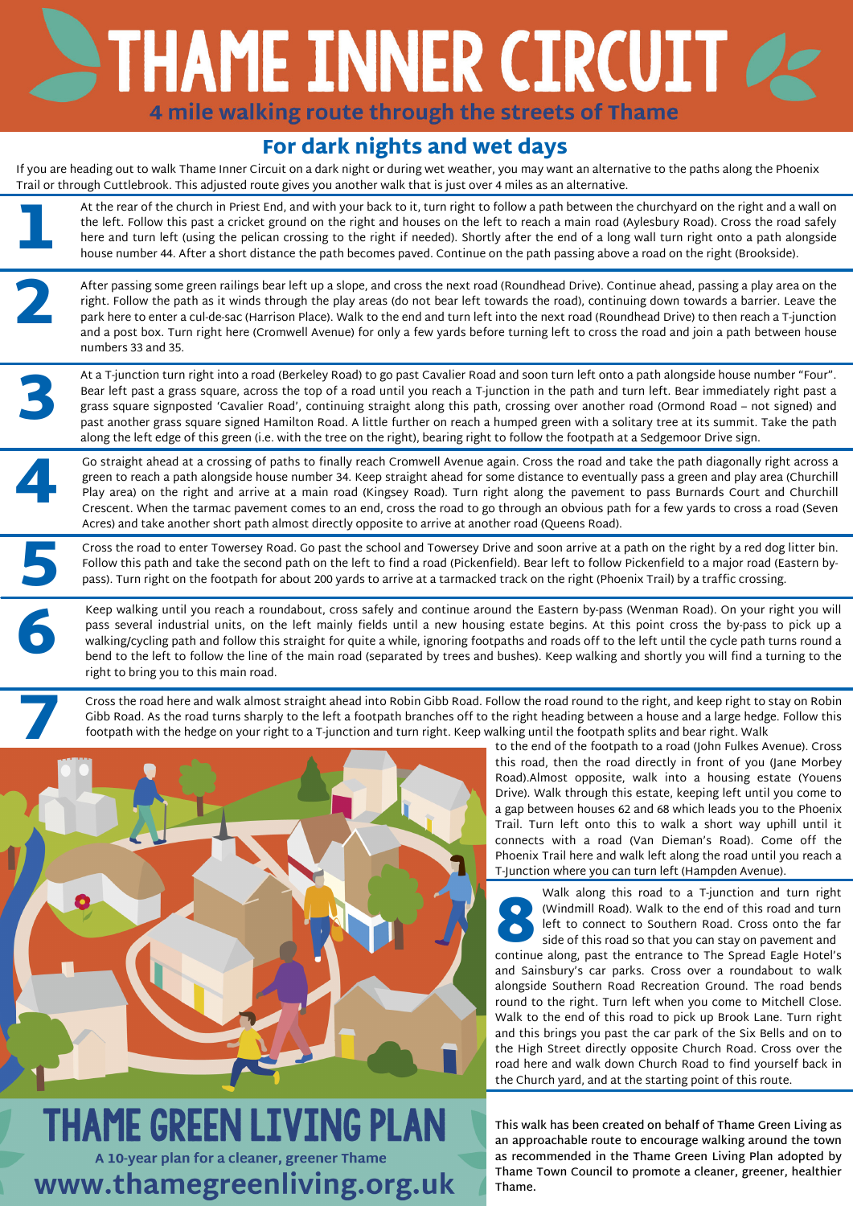# THAME INNER CIRCUIT

**4 mile walking route through the streets of Thame**

## For dark nights and wet days

If you are heading out to walk Thame Inner Circuit on a dark night or during wet weather, you may want an alternative to the paths along the Phoenix Trail or through Cuttlebrook. This adjusted route gives you another walk that is just over 4 miles as an alternative.

**1** At the rear of the church in Priest End, and with your back to it, turn right to follow a path between the churchyard on the right and a wall on the left. Follow this past a cricket ground on the right and houses on the left to reach a main road (Aylesbury Road). Cross the road safely here and turn left (using the pelican crossing to the right if needed). Shortly after the end of a long wall turn right onto a path alongside house number 44. After a short distance the path becomes paved. Continue on the path passing above a road on the right (Brookside).

**2** After passing some green railings bear left up a slope, and cross the next road (Roundhead Drive). Continue ahead, passing a play area on the right. Follow the path as it winds through the play areas (do not bear left towards the road), continuing down towards a barrier. Leave the park here to enter a cul-de-sac (Harrison Place). Walk to the end and turn left into the next road (Roundhead Drive) to then reach a T-junction and a post box. Turn right here (Cromwell Avenue) for only a few yards before turning left to cross the road and join a path between house numbers 33 and 35.

**3** At a T-junction turn right into a road (Berkeley Road) to go past Cavalier Road and soon turn left onto a path alongside house number "Four". Bear left past a grass square, across the top of a road until you reach a T-junction in the path and turn left. Bear immediately right past a grass square signposted 'Cavalier Road', continuing straight along this path, crossing over another road (Ormond Road – not signed) and past another grass square signed Hamilton Road. A little further on reach a humped green with a solitary tree at its summit. Take the path along the left edge of this green (i.e. with the tree on the right), bearing right to follow the footpath at a Sedgemoor Drive sign.

**4** Go straight ahead at a crossing of paths to finally reach Cromwell Avenue again. Cross the road and take the path diagonally right across a green to reach a path alongside house number 34. Keep straight ahead for some distance to eventually pass a green and play area (Churchill Play area) on the right and arrive at a main road (Kingsey Road). Turn right along the pavement to pass Burnards Court and Churchill Crescent. When the tarmac pavement comes to an end, cross the road to go through an obvious path for a few yards to cross a road (Seven Acres) and take another short path almost directly opposite to arrive at another road (Queens Road).

**5** Cross the road to enter Towersey Road. Go past the school and Towersey Drive and soon arrive at a path on the right by a red dog litter bin. Follow this path and take the second path on the left to find a road (Pickenfield). Bear left to follow Pickenfield to a major road (Eastern by-pass). Turn right on the footpath for about 200 yards to arrive at a tarmacked track on the right (Phoenix Trail) by a traffic crossing.

**6** Keep walking until you reach a roundabout, cross safely and continue around the Eastern by-pass (Wenman Road). On your right you will pass several industrial units, on the left mainly fields until a new housing estate begins. At this point cross the by-pass to pick up a walking/cycling path and follow this straight for quite a while, ignoring footpaths and roads off to the left until the cycle path turns round a bend to the left to follow the line of the main road (separated by trees and bushes). Keep walking and shortly you will find a turning to the right to bring you to this main road.

**7** Cross the road here and walk almost straight ahead into Robin Gibb Road. Follow the road round to the right, and keep right to stay on Robin Gibb Road. As the road turns sharply to the left a footpath branches off to the right heading between a house and a large hedge. Follow this footpath with the hedge on your right to a T-junction and turn right. Keep walking until the footpath splits and bear right. Walk to the end of the footpath to a road (John Fulkes Avenue). Cross this road, then the road directly in front of you (Jane Morbey Road).Almost opposite, walk into a housing estate (Youens Drive). Walk through this estate, keeping left until you come to a gap between houses 62 and 68 which leads you to the Phoenix Trail. Turn left onto this to walk a short way uphill until it connects with a road (Van Dieman's Road). Come off the Phoenix Trail here and walk left along the road until you reach a T-Junction where you can turn left (Hampden Avenue).

**8** Walk along this road to a T-junction and turn right (Windmill Road). Walk to the end of this road and turn left to connect to Southern Road. Cross onto the far side of this road so that you can stay on pavement and continue along, past the entrance to The Spread Eagle Hotel's and Sainsbury's car parks. Cross over a roundabout to walk alongside Southern Road Recreation Ground. The road bends round to the right. Turn left when you come to Mitchell Close. Walk to the end of this road to pick up Brook Lane. Turn right and this brings you past the car park of the Six Bells and on to the High Street directly opposite Church Road. Cross over the road here and walk down Church Road to find yourself back in the Church yard, and at the starting point of this route.

This walk has been created on behalf of Thame Green Living as an approachable route to encourage walking around the town as recommended in the Thame Green Living Plan adopted by Thame Town Council to promote a cleaner, greener, healthier Thame.

## THAME GREEN LIVING PLAN

**A 10-year plan for a cleaner, greener Thame**

**www.thamegreenliving.org.uk**